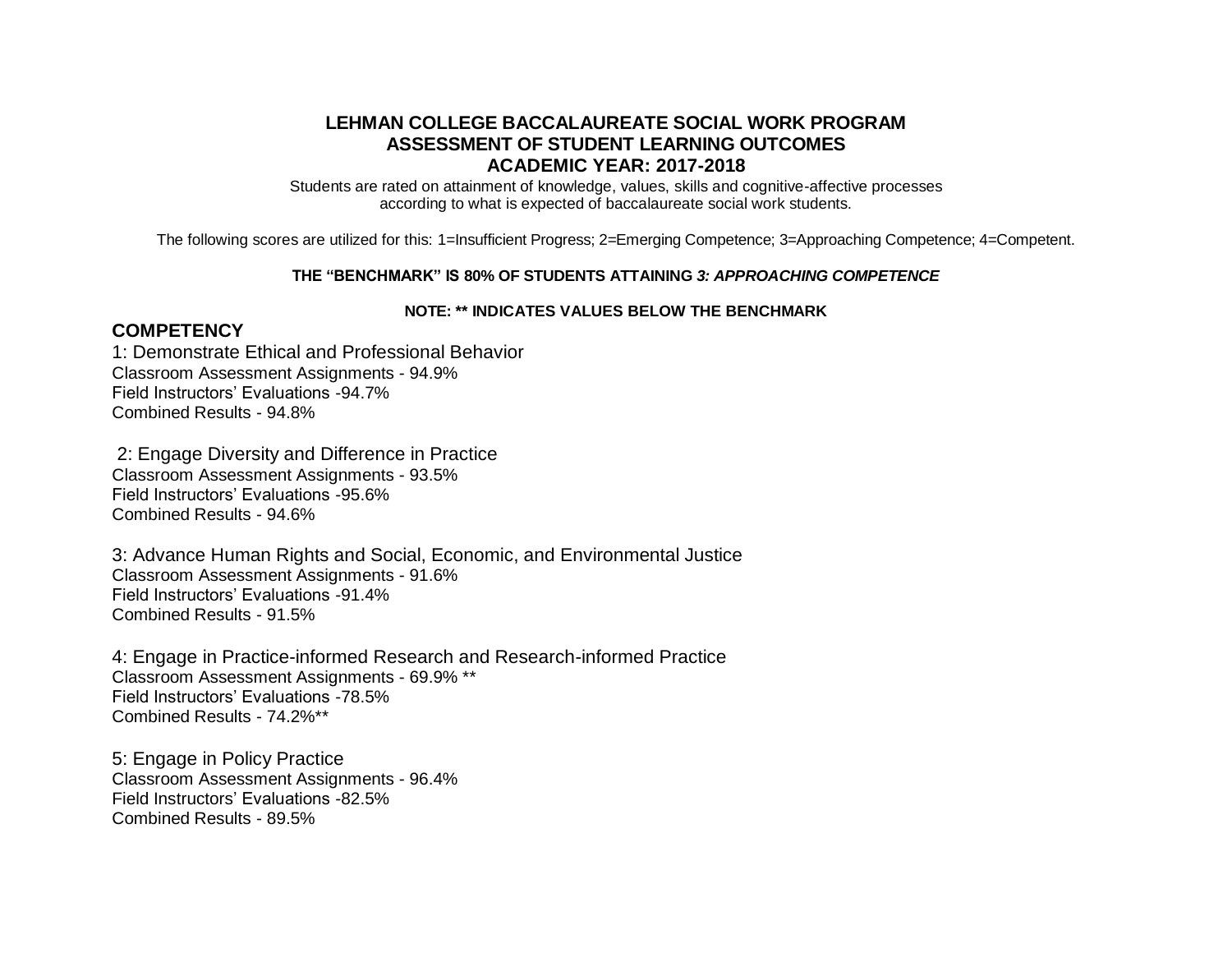# LEHMAN COLLEGE BACCALAUREATE SOCIAL WORK PROGRAM
## ASSESSMENT OF STUDENT LEARNING OUTCOMES
## ACADEMIC YEAR: 2017-2018

Students are rated on attainment of knowledge, values, skills and cognitive-affective processes according to what is expected of baccalaureate social work students.

The following scores are utilized for this: 1=Insufficient Progress; 2=Emerging Competence; 3=Approaching Competence; 4=Competent.

**THE "BENCHMARK" IS 80% OF STUDENTS ATTAINING *3: APPROACHING COMPETENCE***

**NOTE: ** INDICATES VALUES BELOW THE BENCHMARK**

### COMPETENCY

1: Demonstrate Ethical and Professional Behavior
Classroom Assessment Assignments - 94.9%
Field Instructors' Evaluations -94.7%
Combined Results - 94.8%

2: Engage Diversity and Difference in Practice
Classroom Assessment Assignments - 93.5%
Field Instructors' Evaluations -95.6%
Combined Results - 94.6%

3: Advance Human Rights and Social, Economic, and Environmental Justice
Classroom Assessment Assignments - 91.6%
Field Instructors' Evaluations -91.4%
Combined Results - 91.5%

4: Engage in Practice-informed Research and Research-informed Practice
Classroom Assessment Assignments - 69.9% **
Field Instructors' Evaluations -78.5%
Combined Results - 74.2%**

5: Engage in Policy Practice
Classroom Assessment Assignments - 96.4%
Field Instructors' Evaluations -82.5%
Combined Results - 89.5%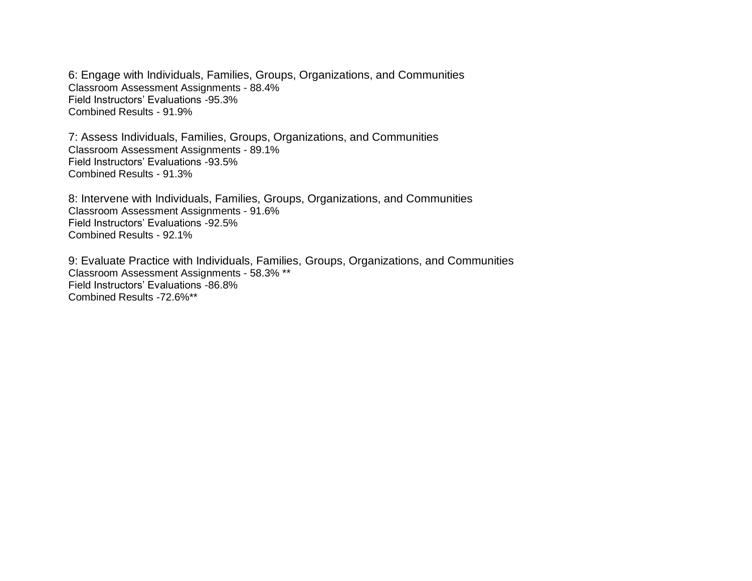6: Engage with Individuals, Families, Groups, Organizations, and Communities
Classroom Assessment Assignments - 88.4%
Field Instructors' Evaluations -95.3%
Combined Results - 91.9%

7: Assess Individuals, Families, Groups, Organizations, and Communities
Classroom Assessment Assignments - 89.1%
Field Instructors' Evaluations -93.5%
Combined Results - 91.3%

8: Intervene with Individuals, Families, Groups, Organizations, and Communities
Classroom Assessment Assignments - 91.6%
Field Instructors' Evaluations -92.5%
Combined Results - 92.1%

9: Evaluate Practice with Individuals, Families, Groups, Organizations, and Communities
Classroom Assessment Assignments - 58.3% **
Field Instructors' Evaluations -86.8%
Combined Results -72.6%**